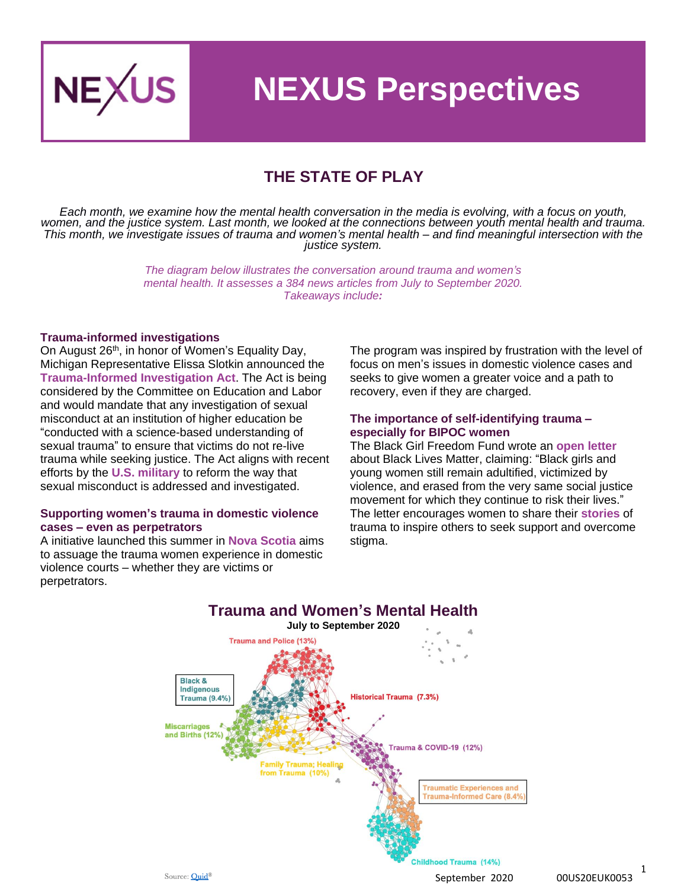# NEXUS Perspectives

## THE STATE OF PLAY

*Each month, we examine how the mental health conversation in the media is evolving, with a focus on youth, women, and the justice system. Last month, we looked at the connections between youth mental health and trauma. This month, we investigate issues of trauma and women's mental health – and find meaningful intersection with the justice system.*

*The diagram below illustrates the conversation around trauma and women's mental health. It assesses a 384 news articles from July to September 2020. Takeaways include:*

### Trauma-informed investigations

On August 26th, in honor of Women's Equality Day, Michigan Representative Elissa Slotkin announced the **Trauma-Informed Investigation Act**. The Act is being considered by the Committee on Education and Labor and would mandate that any investigation of sexual misconduct at an institution of higher education be "conducted with a science-based understanding of sexual trauma" to ensure that victims do not re-live trauma while seeking justice. The Act aligns with recent efforts by the **U.S. military** to reform the way that sexual misconduct is addressed and investigated.

### Supporting women's trauma in domestic violence cases – even as perpetrators

A initiative launched this summer in **Nova Scotia** aims to assuage the trauma women experience in domestic violence courts – whether they are victims or perpetrators.

The program was inspired by frustration with the level of focus on men's issues in domestic violence cases and seeks to give women a greater voice and a path to recovery, even if they are charged.

### The importance of self-identifying trauma – especially for BIPOC women

The Black Girl Freedom Fund wrote an **open letter** about Black Lives Matter, claiming: "Black girls and young women still remain adultified, victimized by violence, and erased from the very same social justice movement for which they continue to risk their lives." The letter encourages women to share their **stories** of trauma to inspire others to seek support and overcome stigma.

## Trauma and Women's Mental Health

**July to September 2020**

- Trauma and Police (13%)
- Black & Indigenous Trauma (9.4%)
- Historical Trauma (7.3%)
- Miscarriages and Births (12%)
- Trauma & COVID-19 (12%)
- Family Trauma; Healing from Trauma (10%)
- Traumatic Experiences and Trauma-Informed Care (8.4%)
- Childhood Trauma (14%)

Source: Quid®

September 2020 00US20EUK0053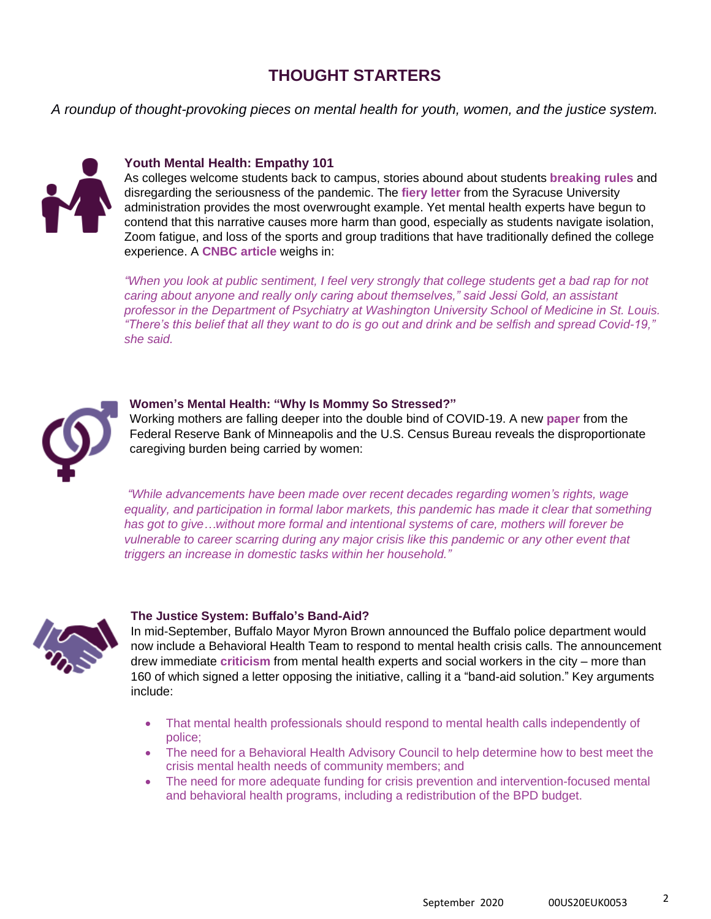# THOUGHT STARTERS

*A roundup of thought-provoking pieces on mental health for youth, women, and the justice system.*

### Youth Mental Health: Empathy 101

As colleges welcome students back to campus, stories abound about students **breaking rules** and disregarding the seriousness of the pandemic. The **fiery letter** from the Syracuse University administration provides the most overwrought example. Yet mental health experts have begun to contend that this narrative causes more harm than good, especially as students navigate isolation, Zoom fatigue, and loss of the sports and group traditions that have traditionally defined the college experience. A **CNBC article** weighs in:

*"When you look at public sentiment, I feel very strongly that college students get a bad rap for not caring about anyone and really only caring about themselves," said Jessi Gold, an assistant professor in the Department of Psychiatry at Washington University School of Medicine in St. Louis. "There's this belief that all they want to do is go out and drink and be selfish and spread Covid-19," she said.*

### Women's Mental Health: "Why Is Mommy So Stressed?"

Working mothers are falling deeper into the double bind of COVID-19. A new **paper** from the Federal Reserve Bank of Minneapolis and the U.S. Census Bureau reveals the disproportionate caregiving burden being carried by women:

*"While advancements have been made over recent decades regarding women's rights, wage equality, and participation in formal labor markets, this pandemic has made it clear that something has got to give…without more formal and intentional systems of care, mothers will forever be vulnerable to career scarring during any major crisis like this pandemic or any other event that triggers an increase in domestic tasks within her household."*

### The Justice System: Buffalo's Band-Aid?

In mid-September, Buffalo Mayor Myron Brown announced the Buffalo police department would now include a Behavioral Health Team to respond to mental health crisis calls. The announcement drew immediate **criticism** from mental health experts and social workers in the city – more than 160 of which signed a letter opposing the initiative, calling it a "band-aid solution." Key arguments include:

- That mental health professionals should respond to mental health calls independently of police;
- The need for a Behavioral Health Advisory Council to help determine how to best meet the crisis mental health needs of community members; and
- The need for more adequate funding for crisis prevention and intervention-focused mental and behavioral health programs, including a redistribution of the BPD budget.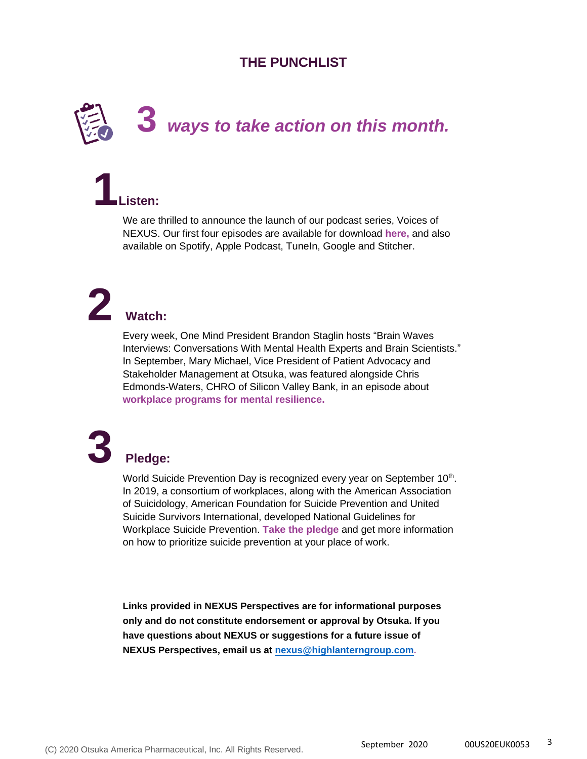## THE PUNCHLIST

# 3 *ways to take action on this month.*

### 1 Listen:

We are thrilled to announce the launch of our podcast series, Voices of NEXUS. Our first four episodes are available for download **here,** and also available on Spotify, Apple Podcast, TuneIn, Google and Stitcher.

### 2 Watch:

Every week, One Mind President Brandon Staglin hosts "Brain Waves Interviews: Conversations With Mental Health Experts and Brain Scientists." In September, Mary Michael, Vice President of Patient Advocacy and Stakeholder Management at Otsuka, was featured alongside Chris Edmonds-Waters, CHRO of Silicon Valley Bank, in an episode about **workplace programs for mental resilience.**

### 3 Pledge:

World Suicide Prevention Day is recognized every year on September 10th. In 2019, a consortium of workplaces, along with the American Association of Suicidology, American Foundation for Suicide Prevention and United Suicide Survivors International, developed National Guidelines for Workplace Suicide Prevention. **Take the pledge** and get more information on how to prioritize suicide prevention at your place of work.

**Links provided in NEXUS Perspectives are for informational purposes only and do not constitute endorsement or approval by Otsuka. If you have questions about NEXUS or suggestions for a future issue of NEXUS Perspectives, email us at nexus@highlanterngroup.com.**

(C) 2020 Otsuka America Pharmaceutical, Inc. All Rights Reserved.

September 2020 00US20EUK0053